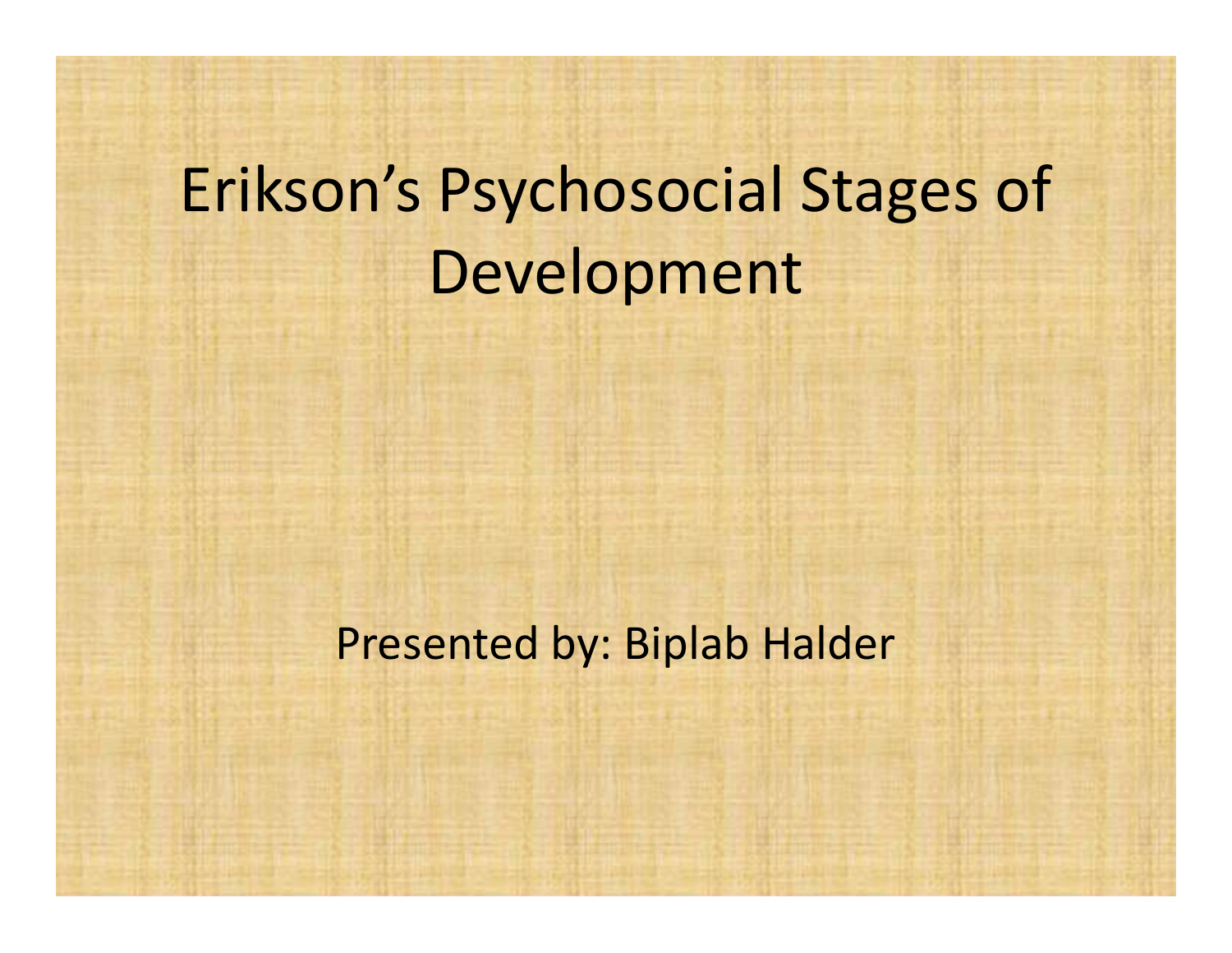# Erikson's Psychosocial Stages of Development

Presented by: Biplab Halder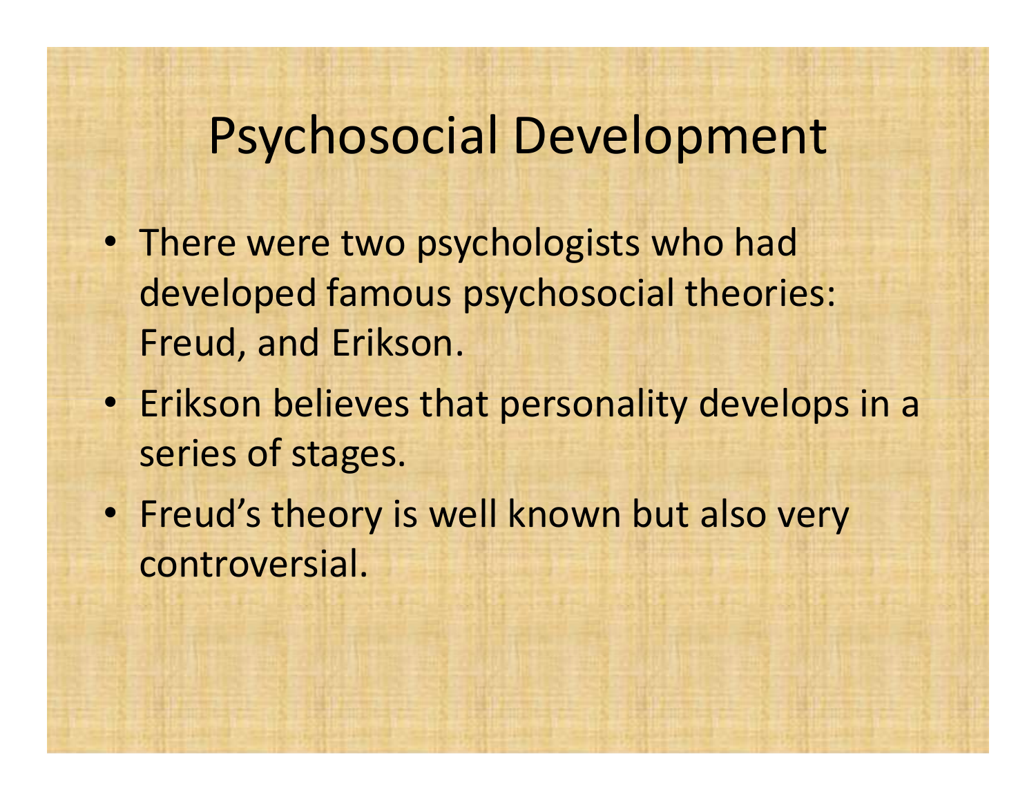# Psychosocial Development

- There were two psychologists who had developed famous psychosocial theories: Freud, and Erikson.
- Erikson believes that personality develops in a series of stages.
- Freud's theory is well known but also very controversial.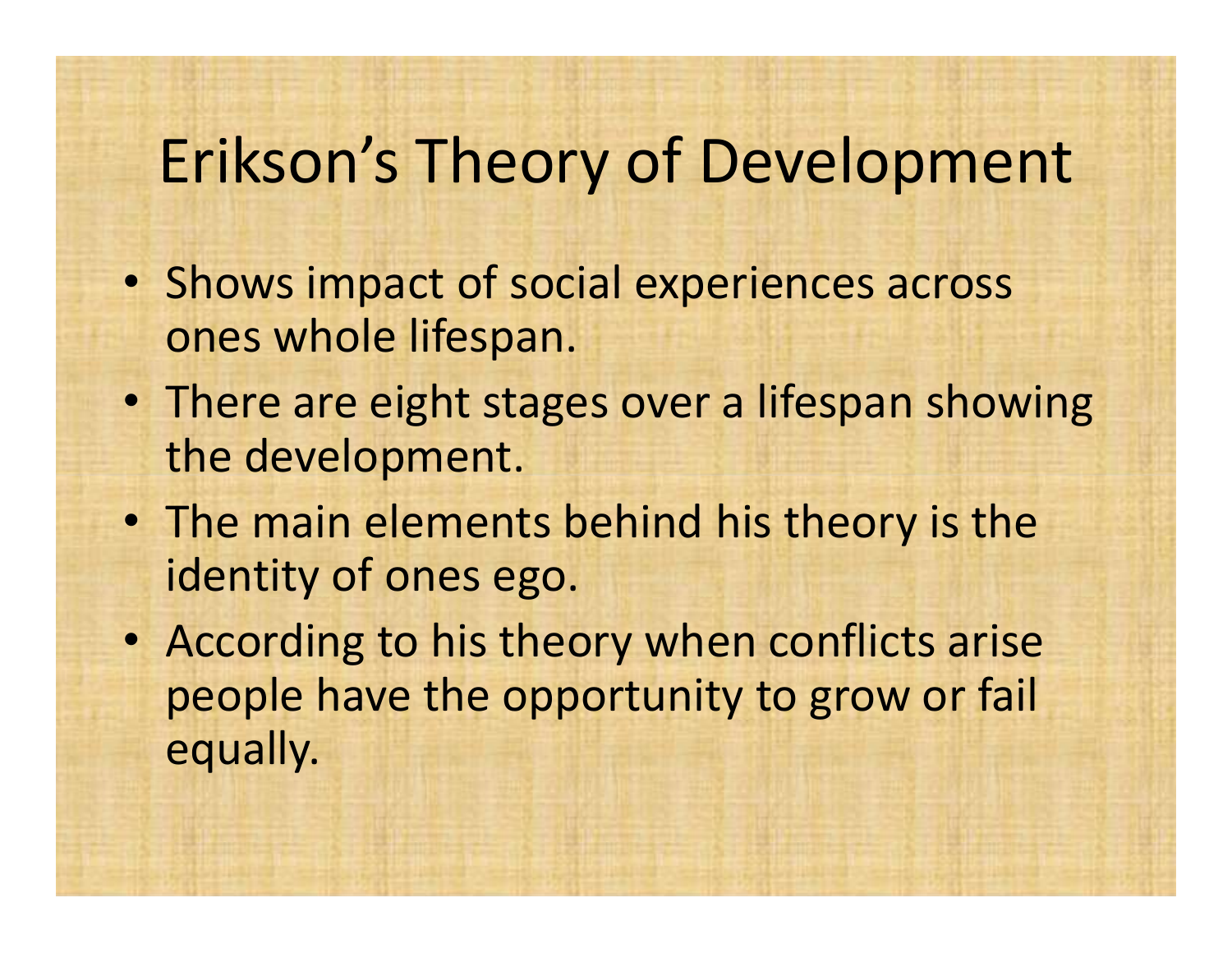# Erikson's Theory of Development

- Shows impact of social experiences across ones whole lifespan.
- There are eight stages over a lifespan showing the development.
- The main elements behind his theory is the identity of ones ego.
- According to his theory when conflicts arise people have the opportunity to grow or fail equally.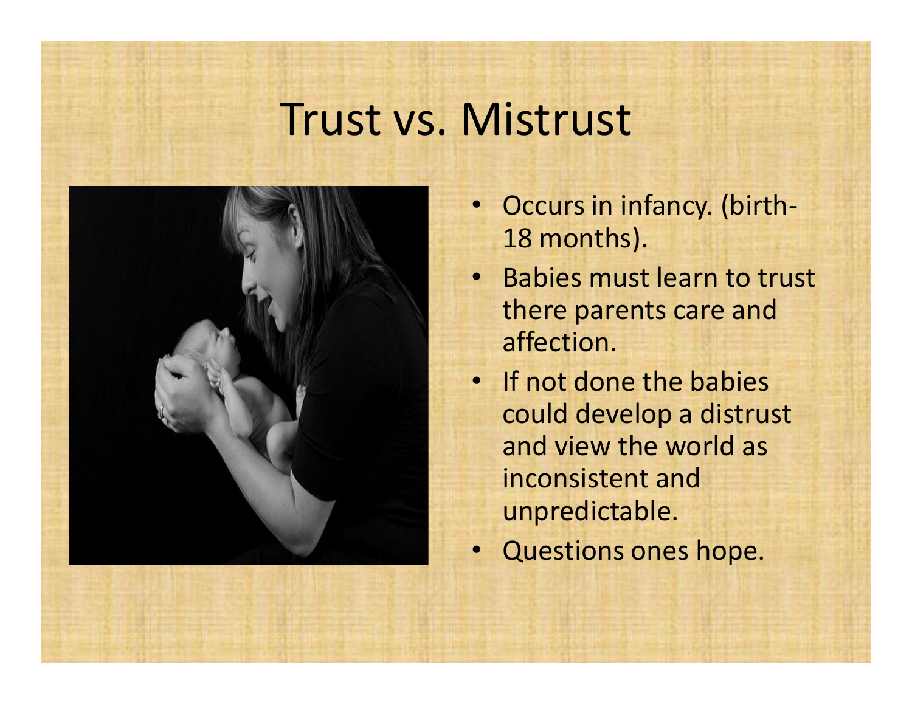# Trust vs. Mistrust

- Occurs in infancy. (birth-18 months).
- Babies must learn to trust there parents care and affection.
- If not done the babies could develop a distrust and view the world as inconsistent and unpredictable.
- Questions ones hope.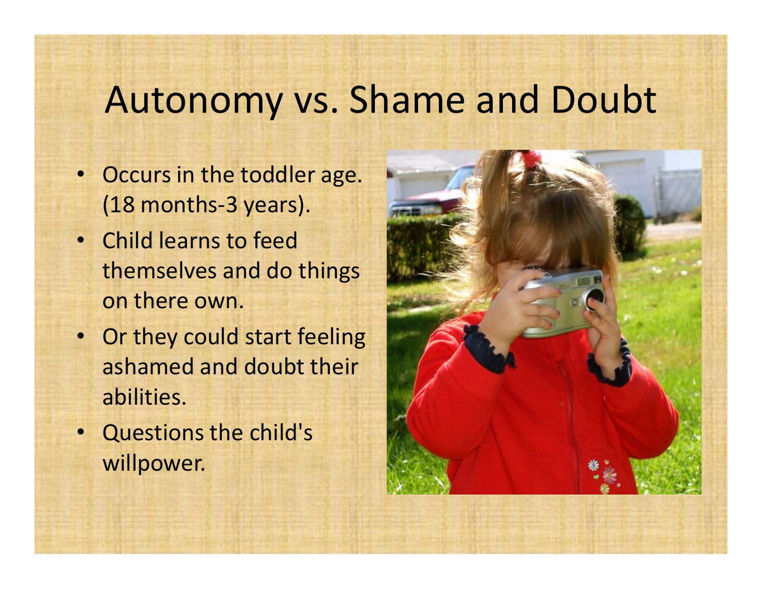# Autonomy vs. Shame and Doubt

- Occurs in the toddler age. (18 months-3 years).
- Child learns to feed themselves and do things on there own.
- Or they could start feeling ashamed and doubt their abilities.
- Questions the child's willpower.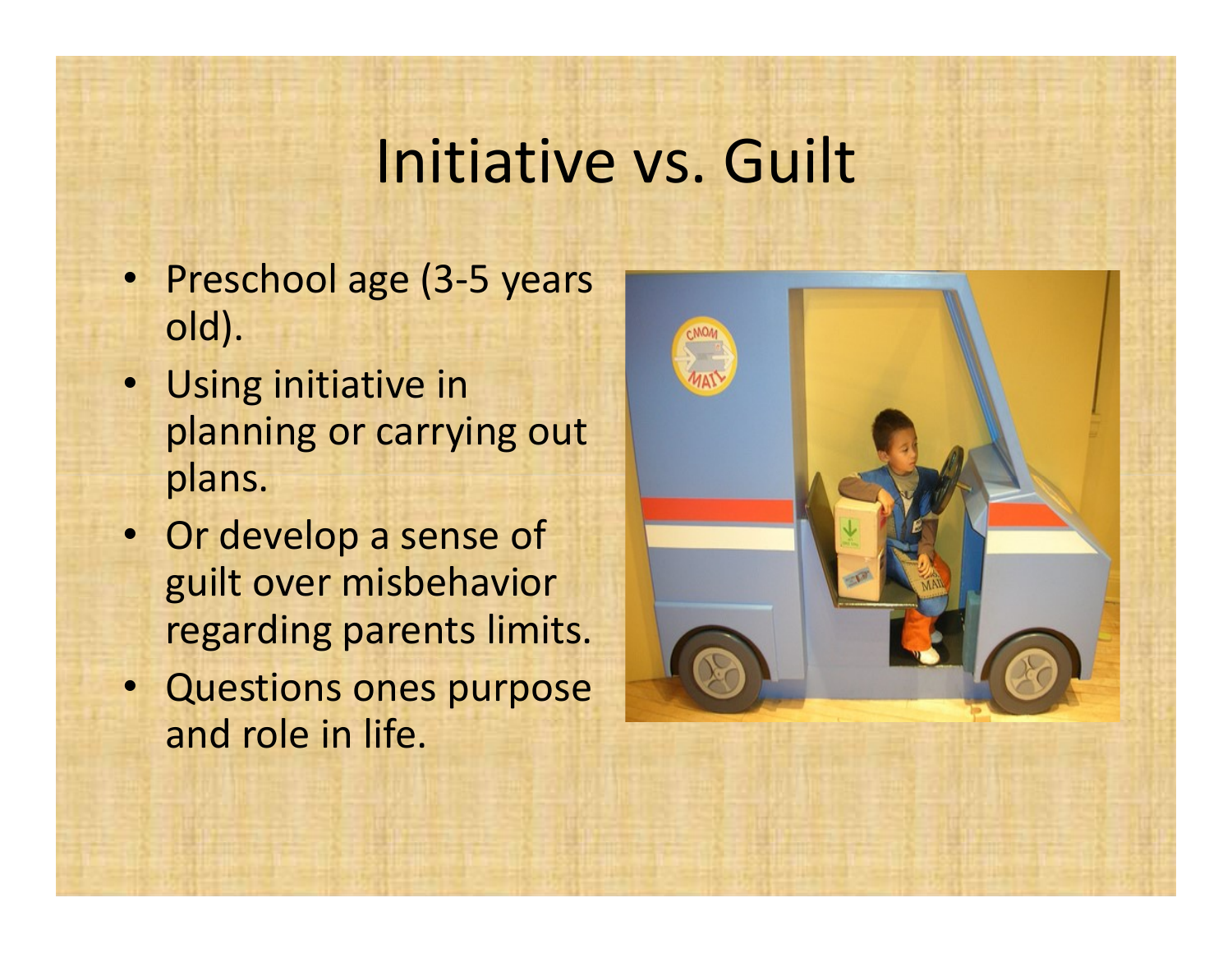# Initiative vs. Guilt

- Preschool age (3-5 years old).
- Using initiative in planning or carrying out plans.
- Or develop a sense of guilt over misbehavior regarding parents limits.
- Questions ones purpose and role in life.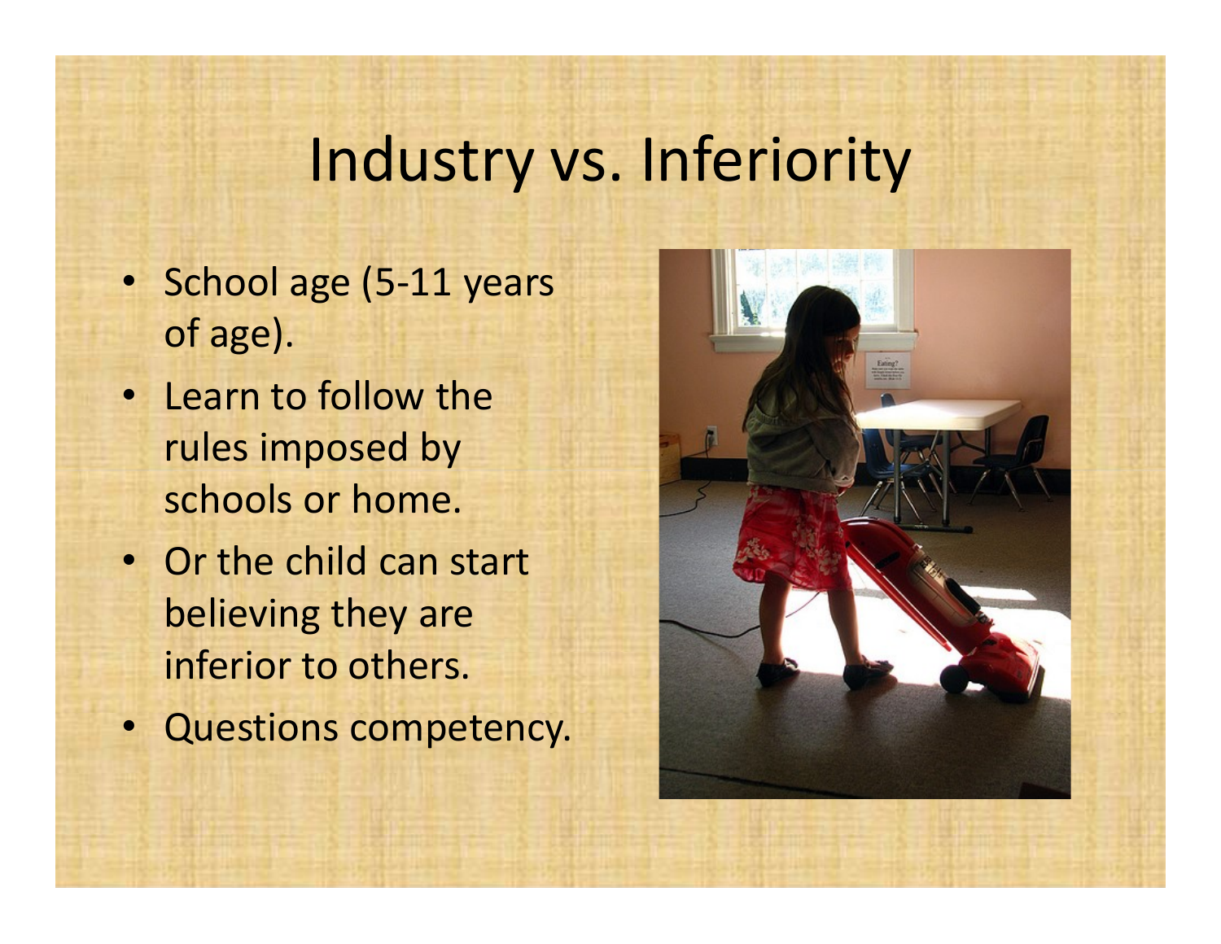# Industry vs. Inferiority

- School age (5-11 years of age).
- Learn to follow the rules imposed by schools or home.
- Or the child can start believing they are inferior to others.
- Questions competency.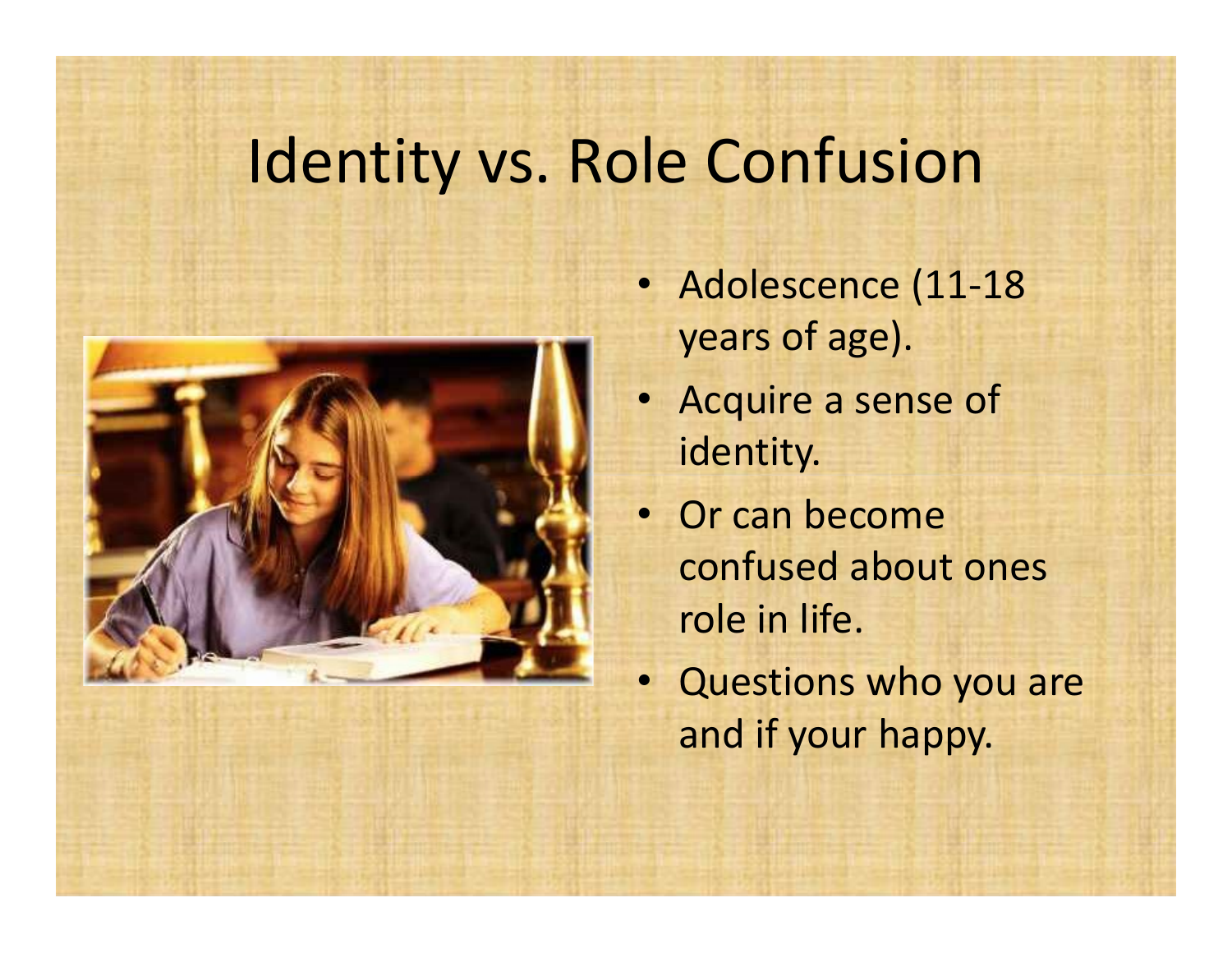# Identity vs. Role Confusion

- Adolescence (11-18 years of age).
- Acquire a sense of identity.
- Or can become confused about ones role in life.
- Questions who you are and if your happy.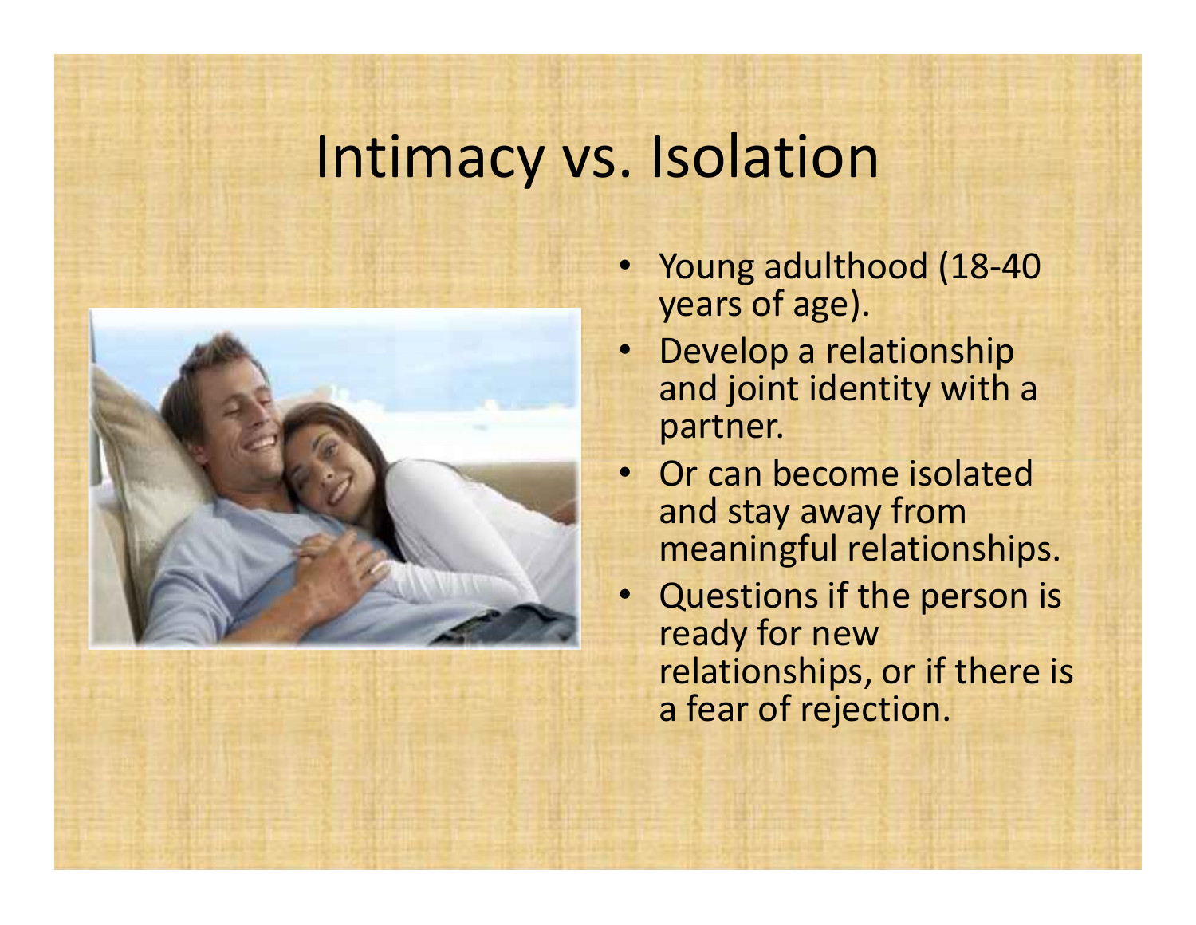# Intimacy vs. Isolation

- Young adulthood (18-40 years of age).
- Develop a relationship and joint identity with a partner.
- Or can become isolated and stay away from meaningful relationships.
- Questions if the person is ready for new relationships, or if there is a fear of rejection.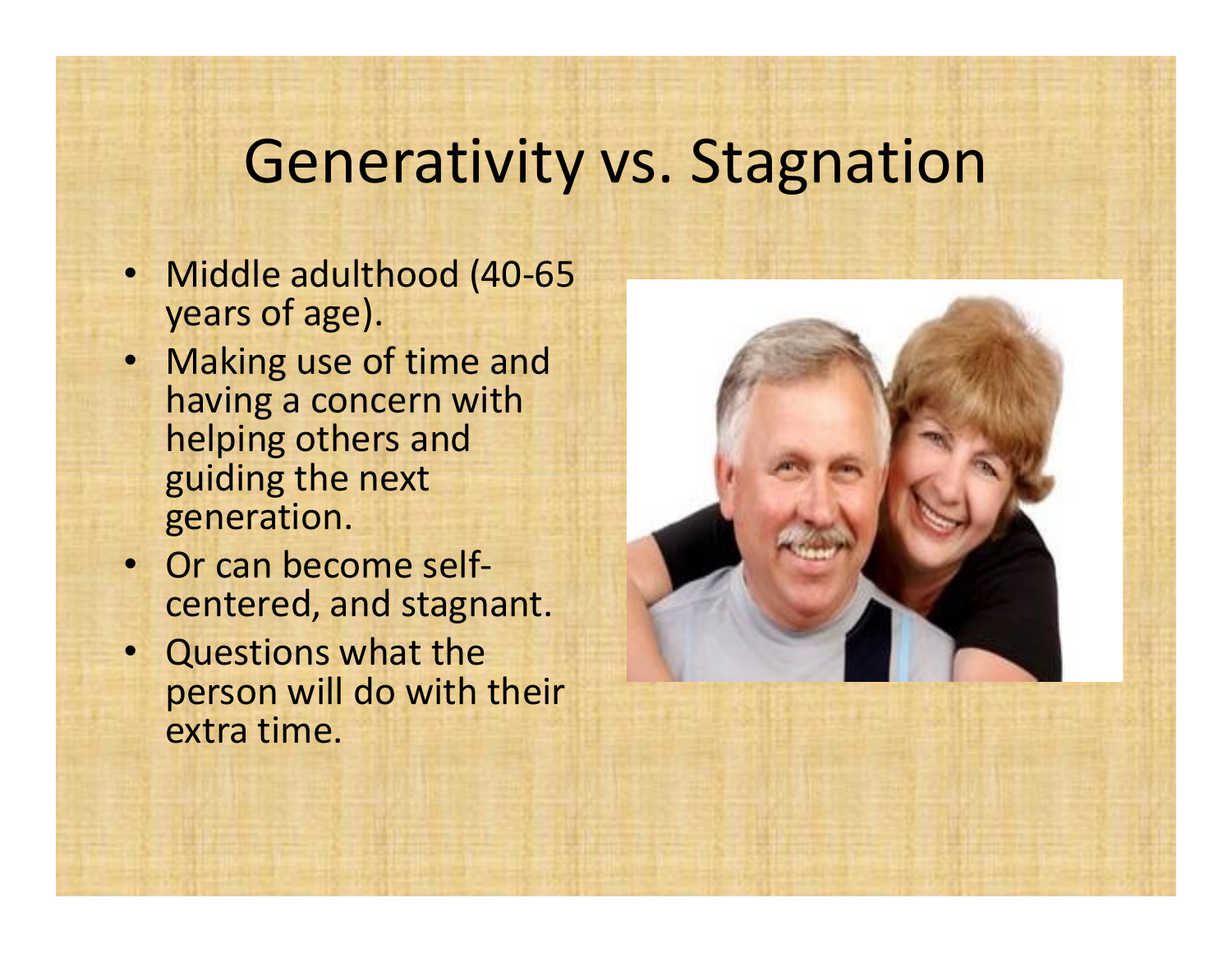# Generativity vs. Stagnation

- Middle adulthood (40-65 years of age).
- Making use of time and having a concern with helping others and guiding the next generation.
- Or can become self-centered, and stagnant.
- Questions what the person will do with their extra time.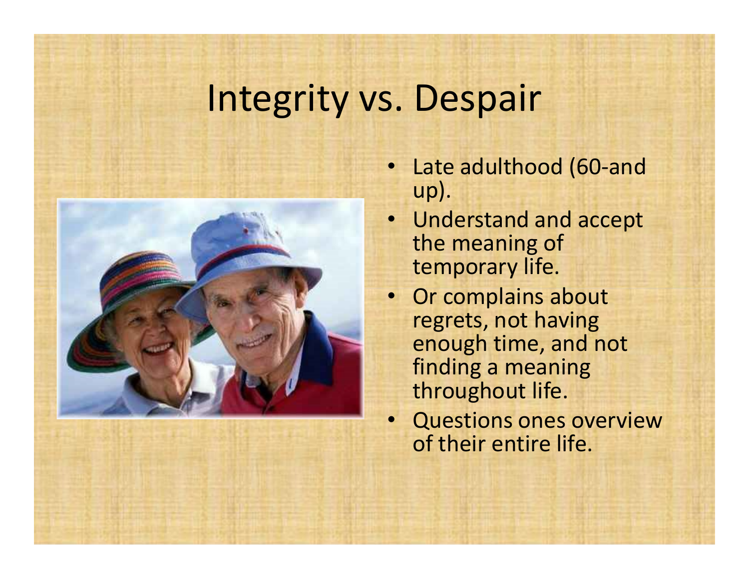# Integrity vs. Despair

- Late adulthood (60-and up).
- Understand and accept the meaning of temporary life.
- Or complains about regrets, not having enough time, and not finding a meaning throughout life.
- Questions ones overview of their entire life.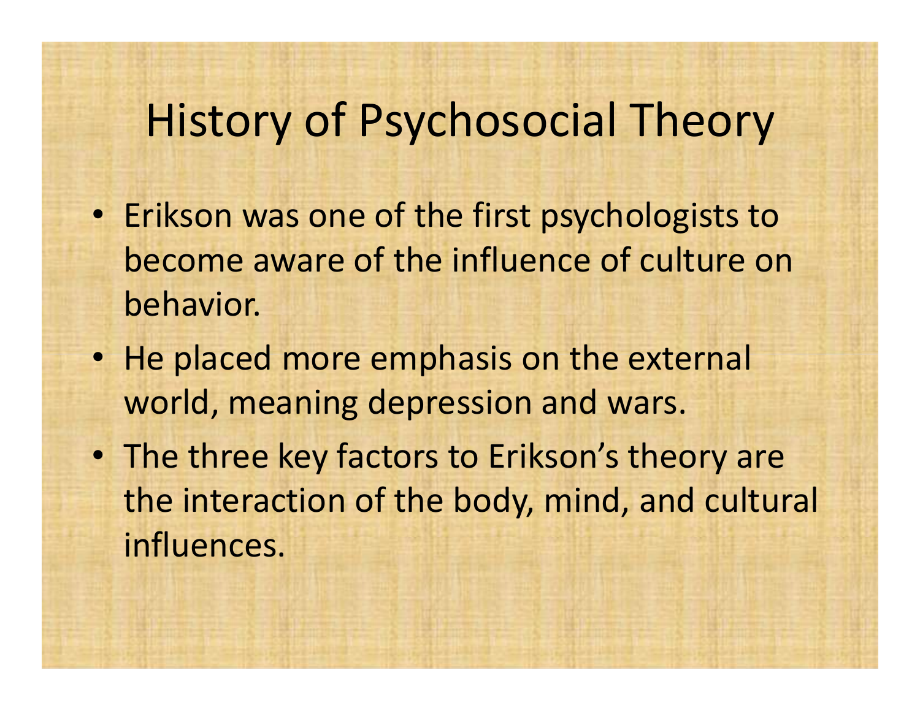# History of Psychosocial Theory

- Erikson was one of the first psychologists to become aware of the influence of culture on behavior.
- He placed more emphasis on the external world, meaning depression and wars.
- The three key factors to Erikson's theory are the interaction of the body, mind, and cultural influences.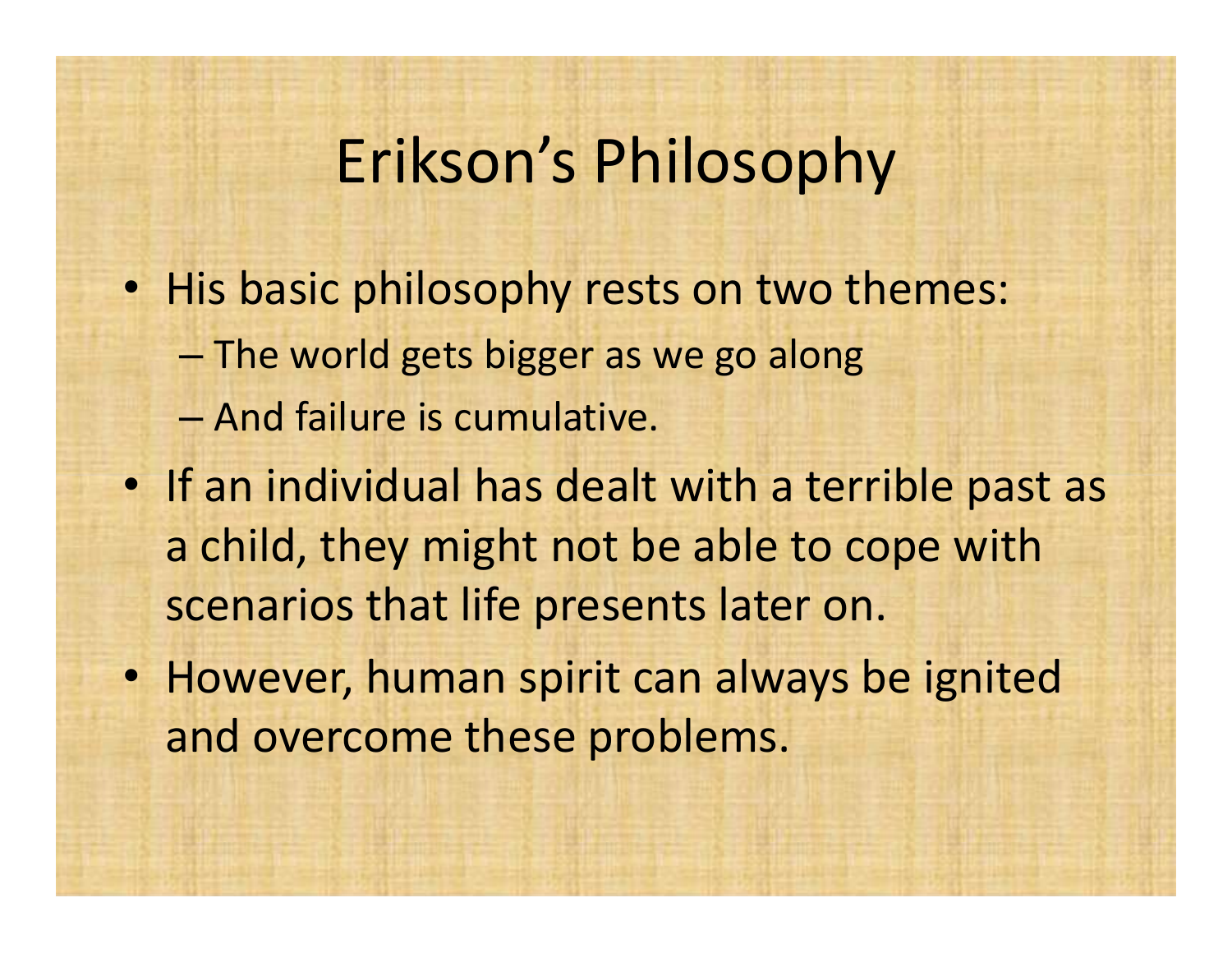# Erikson's Philosophy

- His basic philosophy rests on two themes:
  - The world gets bigger as we go along
  - And failure is cumulative.
- If an individual has dealt with a terrible past as a child, they might not be able to cope with scenarios that life presents later on.
- However, human spirit can always be ignited and overcome these problems.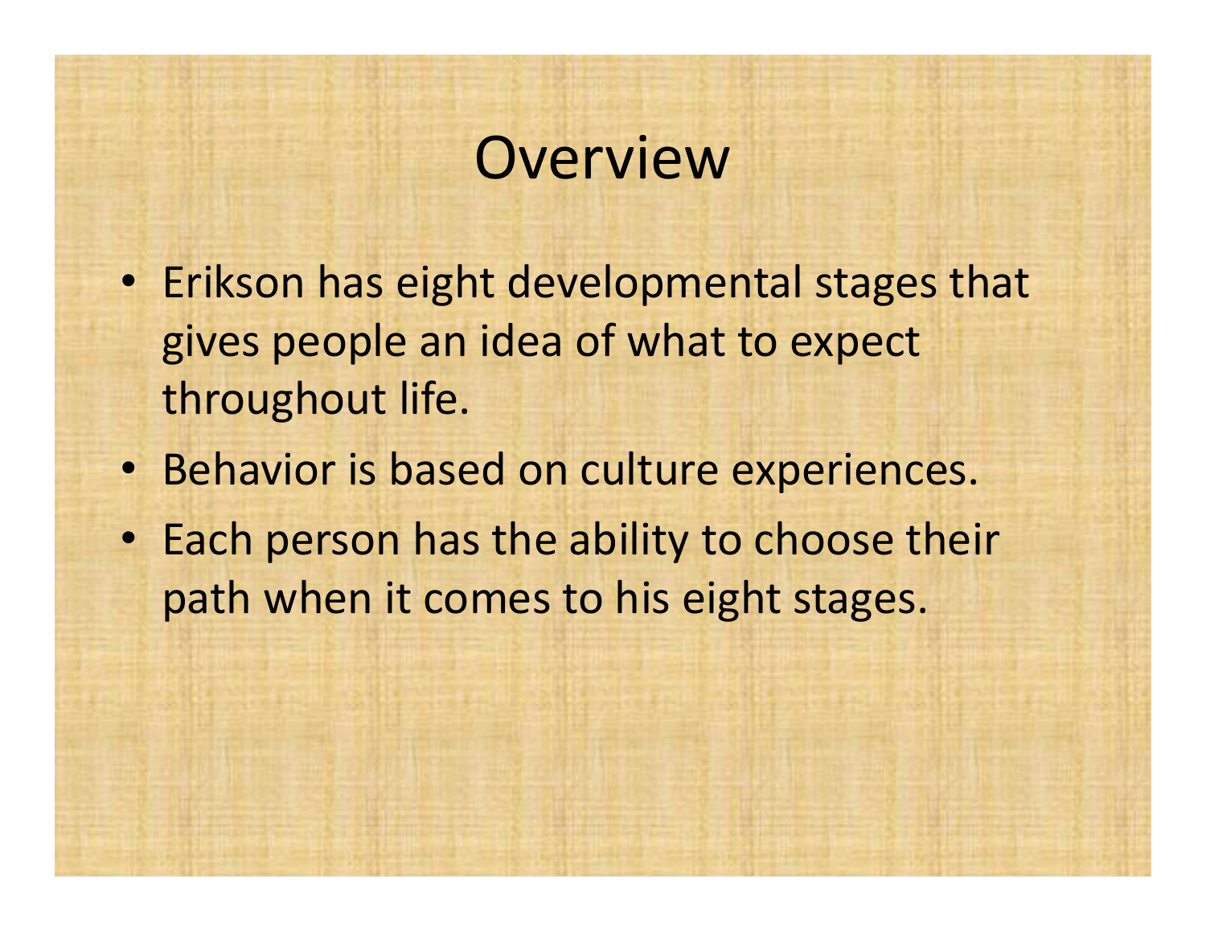# Overview

- Erikson has eight developmental stages that gives people an idea of what to expect throughout life.
- Behavior is based on culture experiences.
- Each person has the ability to choose their path when it comes to his eight stages.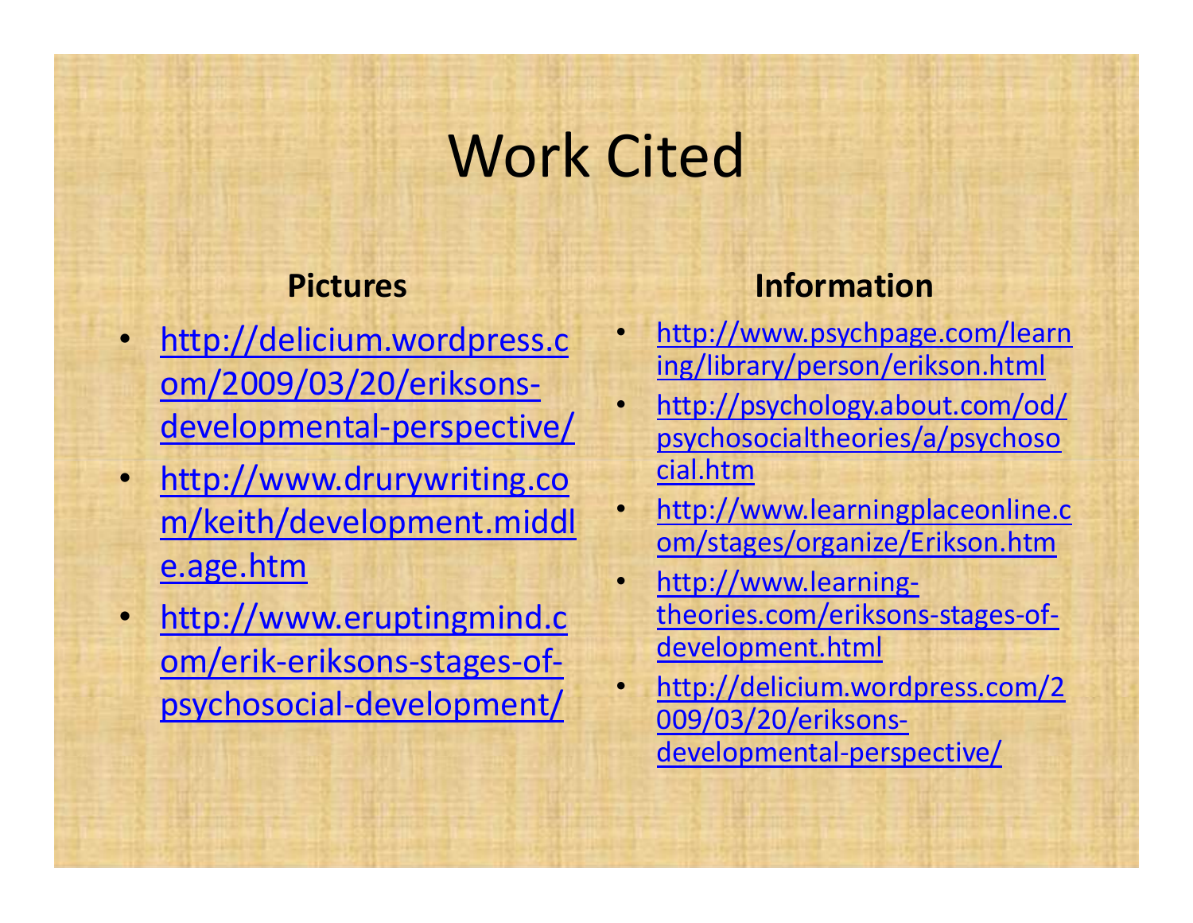# Work Cited

### Pictures

- http://delicium.wordpress.com/2009/03/20/eriksons-developmental-perspective/
- http://www.drurywriting.com/keith/development.middle.age.htm
- http://www.eruptingmind.com/erik-eriksons-stages-of-psychosocial-development/

### Information

- http://www.psychpage.com/learning/library/person/erikson.html
- http://psychology.about.com/od/psychosocialtheories/a/psychosocial.htm
- http://www.learningplaceonline.com/stages/organize/Erikson.htm
- http://www.learning-theories.com/eriksons-stages-of-development.html
- http://delicium.wordpress.com/2009/03/20/eriksons-developmental-perspective/